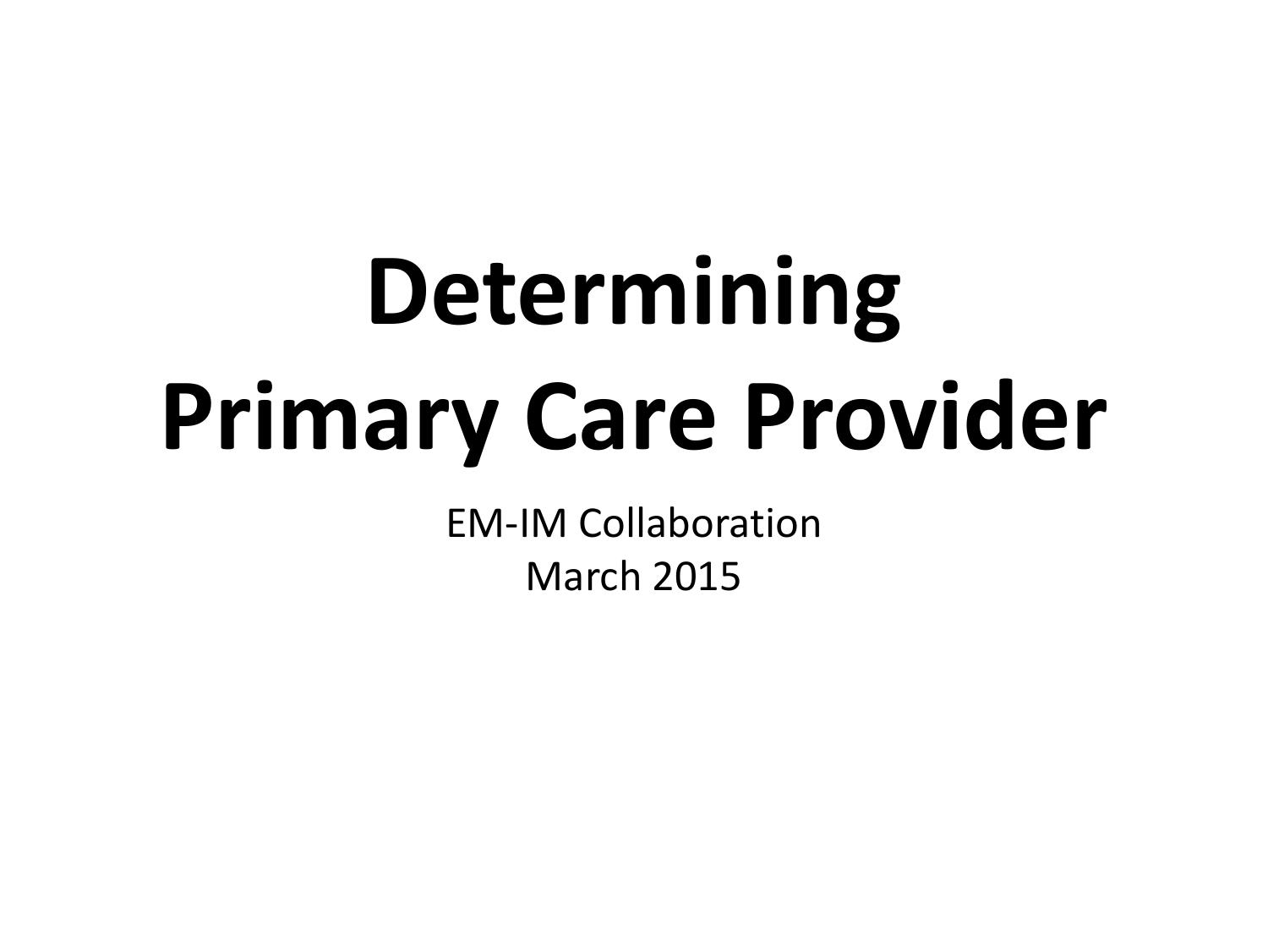# Determining Primary Care Provider

EM-IM Collaboration

March 2015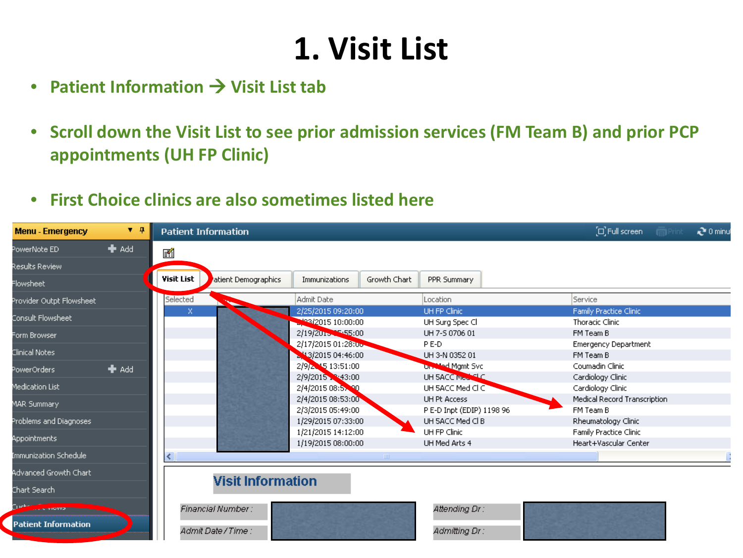# 1. Visit List

- **Patient Information → Visit List tab**
- **Scroll down the Visit List to see prior admission services (FM Team B) and prior PCP appointments (UH FP Clinic)**
- **First Choice clinics are also sometimes listed here**

Menu - Emergency

- PowerNote ED
- Results Review
- Flowsheet
- Provider Outpt Flowsheet
- Consult Flowsheet
- Form Browser
- Clinical Notes
- PowerOrders
- Medication List
- MAR Summary
- Problems and Diagnoses
- Appointments
- Immunization Schedule
- Advanced Growth Chart
- Chart Search
- Custom Views
- Patient Information

Patient Information

Visit List | Patient Demographics | Immunizations | Growth Chart | PPR Summary

| Selected | | Admit Date | Location | Service |
|---|---|---|---|---|
| X | | 2/25/2015 09:20:00 | UH FP Clinic | Family Practice Clinic |
| | | 2/23/2015 10:00:00 | UH Surg Spec Cl | Thoracic Clinic |
| | | 2/19/2015 05:55:00 | UH 7-5 0706 01 | FM Team B |
| | | 2/17/2015 01:28:00 | P E-D | Emergency Department |
| | | 2/13/2015 04:46:00 | UH 3-N 0352 01 | FM Team B |
| | | 2/9/2015 13:51:00 | UH Med Mgmt Svc | Coumadin Clinic |
| | | 2/9/2015 1?:43:00 | UH 5ACC Med Cl C | Cardiology Clinic |
| | | 2/4/2015 08:5?:00 | UH 5ACC Med Cl C | Cardiology Clinic |
| | | 2/4/2015 08:53:00 | UH Pt Access | Medical Record Transcription |
| | | 2/3/2015 05:49:00 | P E-D Inpt (EDIP) 1198 96 | FM Team B |
| | | 1/29/2015 07:33:00 | UH 5ACC Med Cl B | Rheumatology Clinic |
| | | 1/21/2015 14:12:00 | UH FP Clinic | Family Practice Clinic |
| | | 1/19/2015 08:00:00 | UH Med Arts 4 | Heart+Vascular Center |

Visit Information

Financial Number :

Admit Date / Time :

Attending Dr :

Admitting Dr :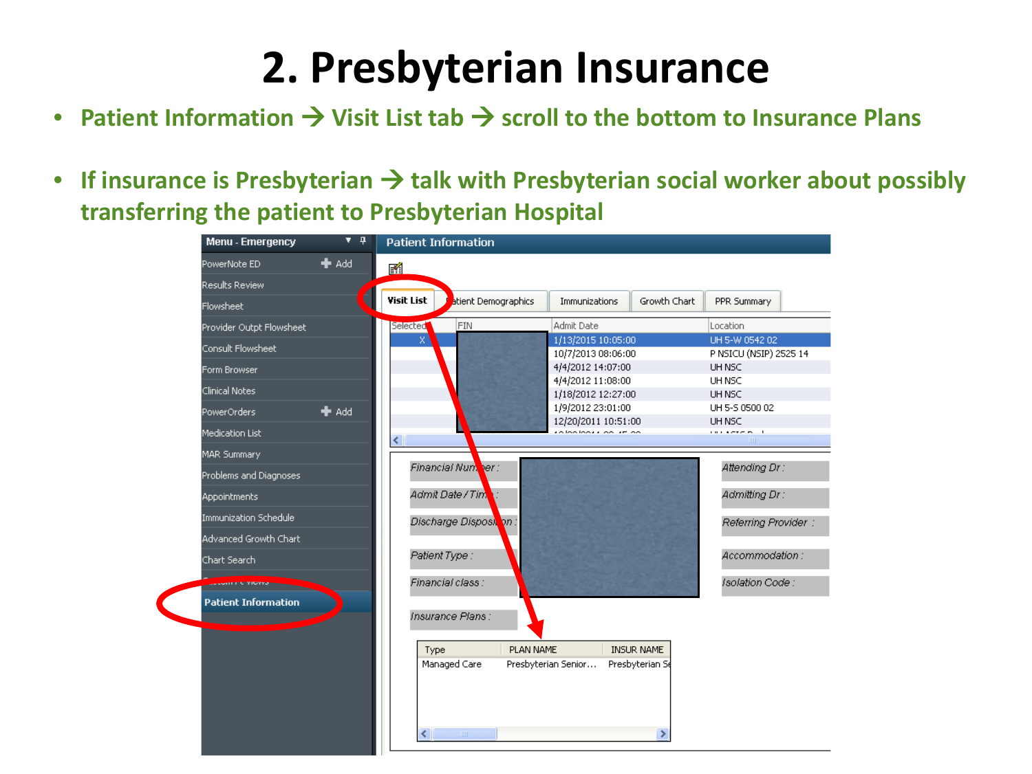# 2. Presbyterian Insurance

- Patient Information → Visit List tab → scroll to the bottom to Insurance Plans
- If insurance is Presbyterian → talk with Presbyterian social worker about possibly transferring the patient to Presbyterian Hospital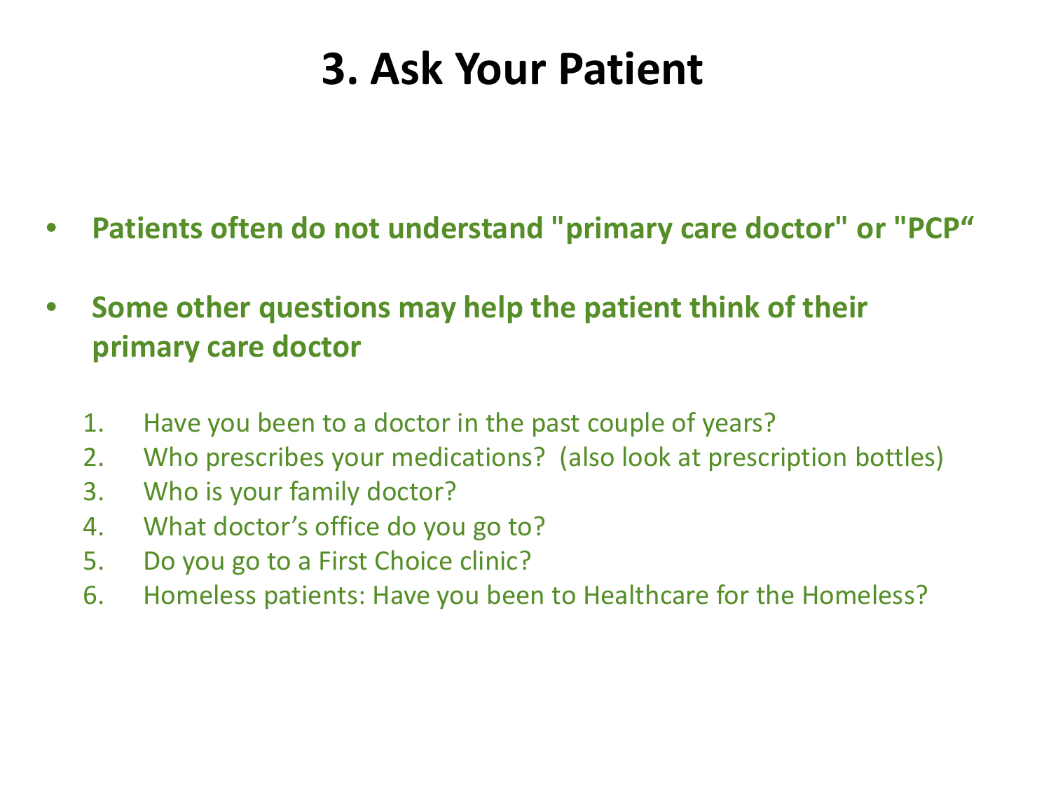# 3. Ask Your Patient

- **Patients often do not understand "primary care doctor" or "PCP"**
- **Some other questions may help the patient think of their primary care doctor**

1. Have you been to a doctor in the past couple of years?
2. Who prescribes your medications? (also look at prescription bottles)
3. Who is your family doctor?
4. What doctor's office do you go to?
5. Do you go to a First Choice clinic?
6. Homeless patients: Have you been to Healthcare for the Homeless?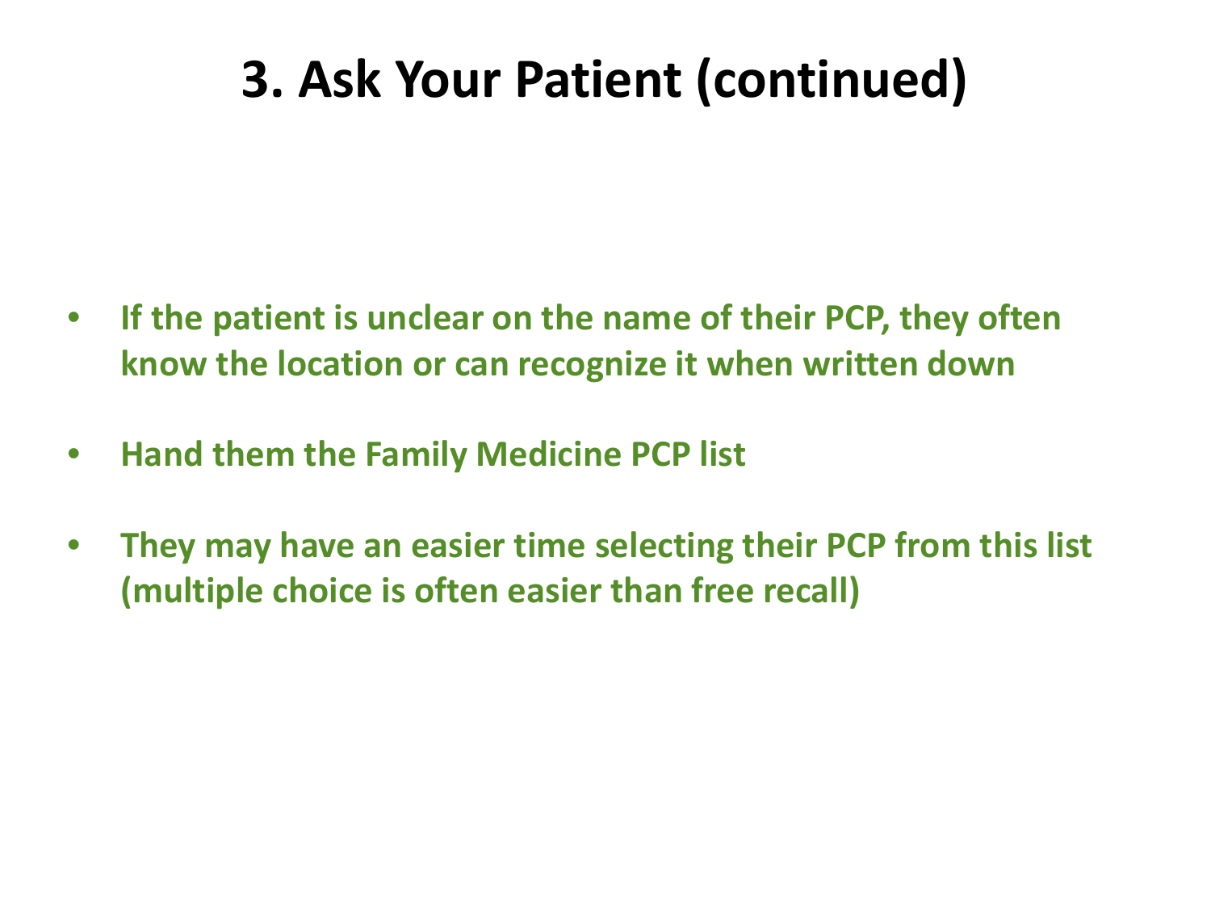# 3. Ask Your Patient (continued)

- **If the patient is unclear on the name of their PCP, they often know the location or can recognize it when written down**
- **Hand them the Family Medicine PCP list**
- **They may have an easier time selecting their PCP from this list (multiple choice is often easier than free recall)**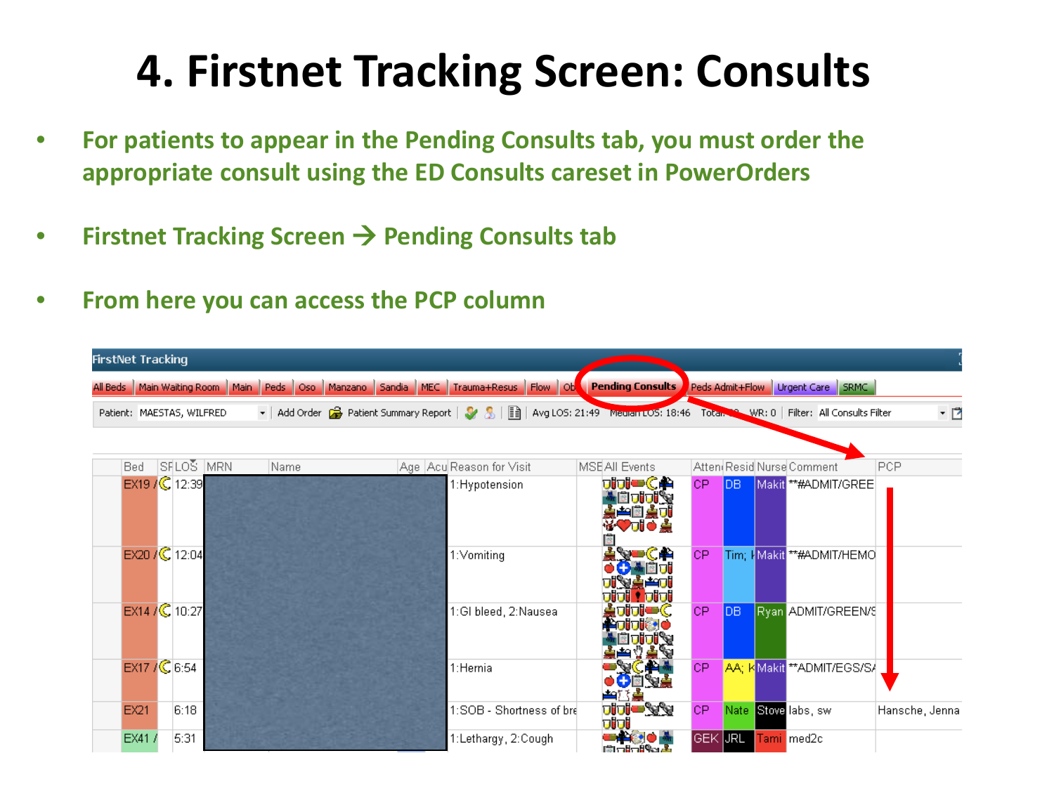# 4. Firstnet Tracking Screen: Consults

- For patients to appear in the Pending Consults tab, you must order the appropriate consult using the ED Consults careset in PowerOrders
- Firstnet Tracking Screen → Pending Consults tab
- From here you can access the PCP column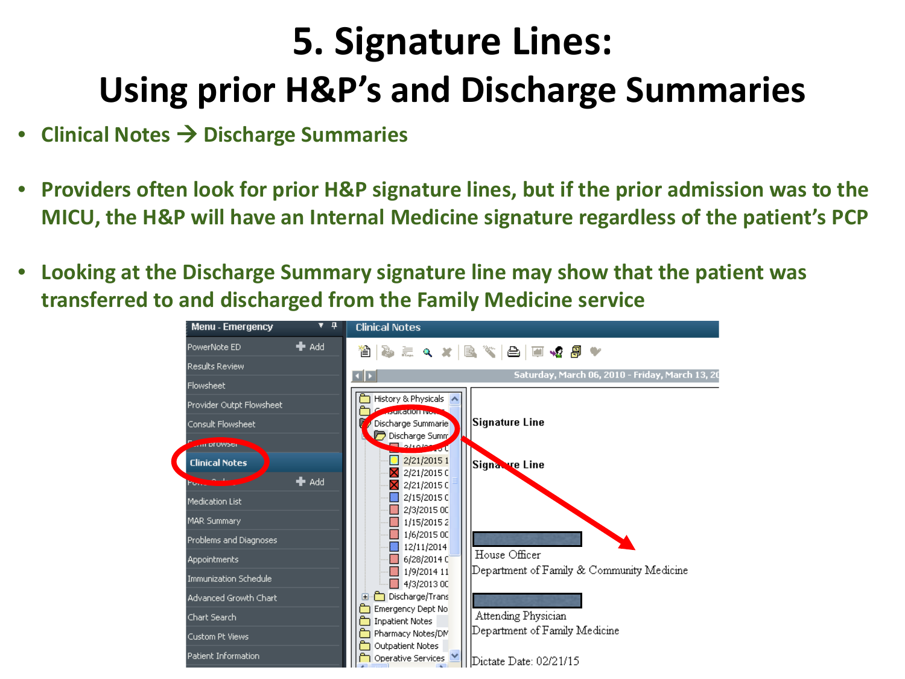# 5. Signature Lines:

## Using prior H&P's and Discharge Summaries

- **Clinical Notes → Discharge Summaries**
- **Providers often look for prior H&P signature lines, but if the prior admission was to the MICU, the H&P will have an Internal Medicine signature regardless of the patient's PCP**
- **Looking at the Discharge Summary signature line may show that the patient was transferred to and discharged from the Family Medicine service**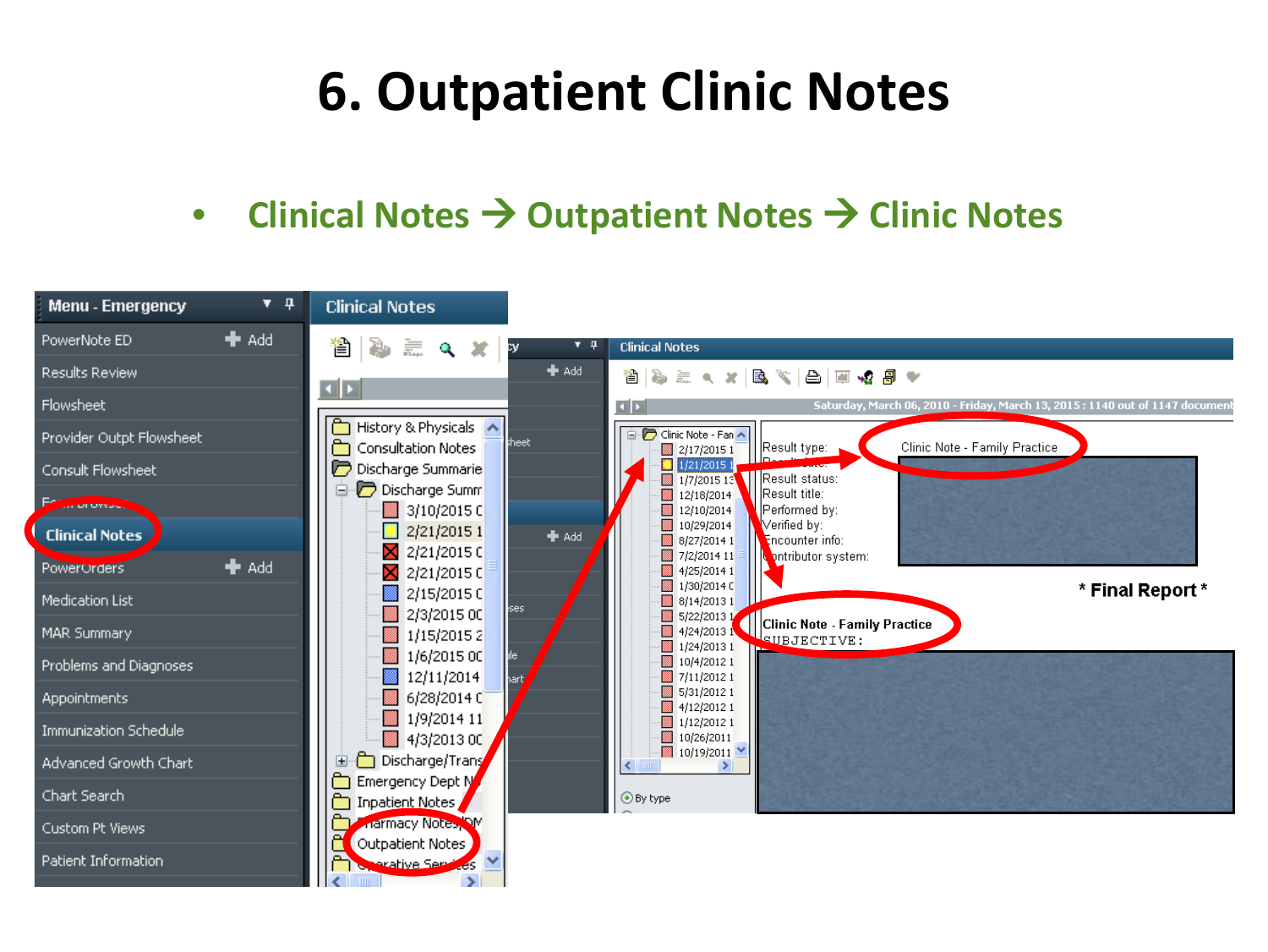# 6. Outpatient Clinic Notes

- Clinical Notes → Outpatient Notes → Clinic Notes